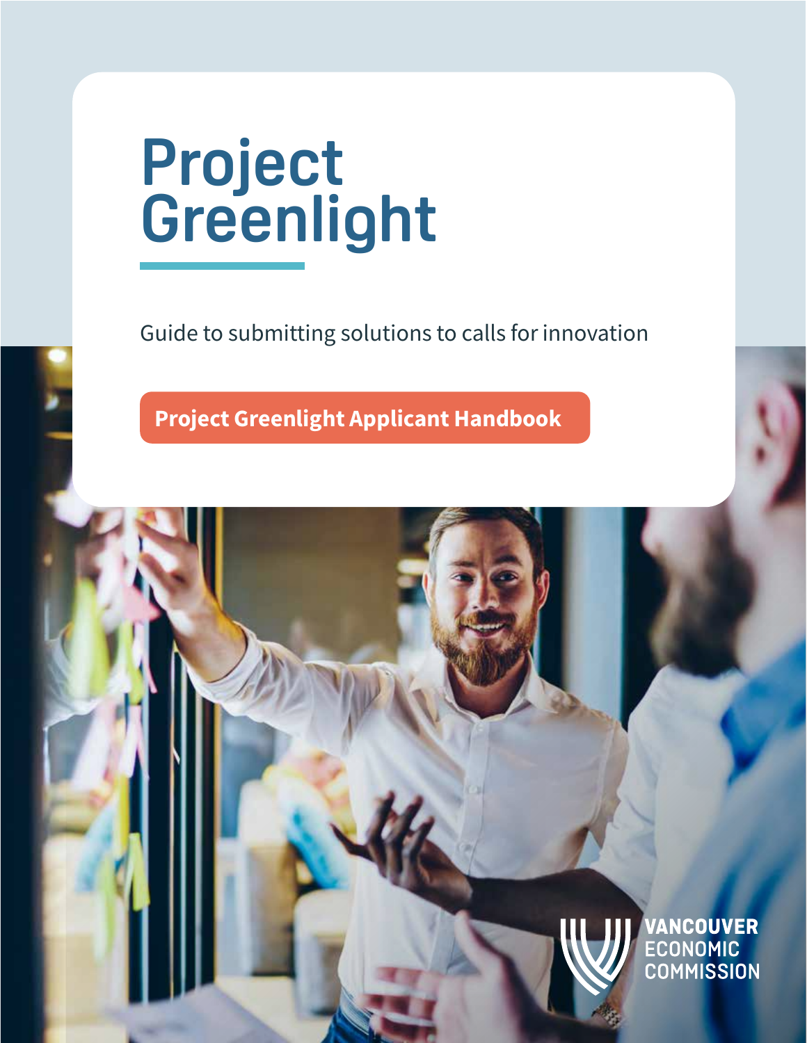# Project Greenlight

Guide to submitting solutions to calls for innovation

**Project Greenlight Applicant Handbook**

VANCOUVER ECONOMIC COMMISSION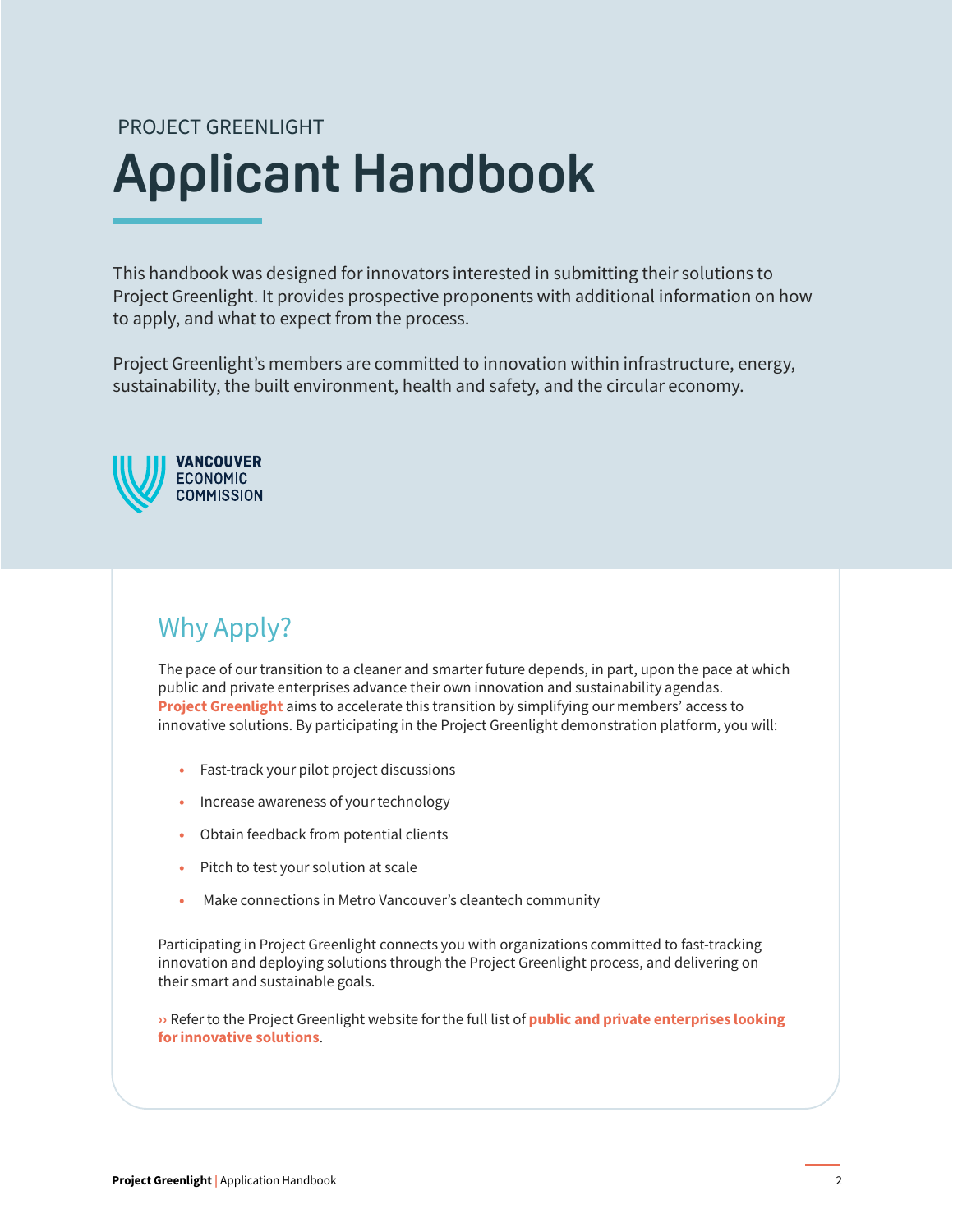PROJECT GREENLIGHT

# Applicant Handbook

This handbook was designed for innovators interested in submitting their solutions to Project Greenlight. It provides prospective proponents with additional information on how to apply, and what to expect from the process.

Project Greenlight's members are committed to innovation within infrastructure, energy, sustainability, the built environment, health and safety, and the circular economy.

VANCOUVER ECONOMIC COMMISSION

## Why Apply?

The pace of our transition to a cleaner and smarter future depends, in part, upon the pace at which public and private enterprises advance their own innovation and sustainability agendas. **Project Greenlight** aims to accelerate this transition by simplifying our members' access to innovative solutions. By participating in the Project Greenlight demonstration platform, you will:

- Fast-track your pilot project discussions
- Increase awareness of your technology
- Obtain feedback from potential clients
- Pitch to test your solution at scale
- Make connections in Metro Vancouver's cleantech community

Participating in Project Greenlight connects you with organizations committed to fast-tracking innovation and deploying solutions through the Project Greenlight process, and delivering on their smart and sustainable goals.

›› Refer to the Project Greenlight website for the full list of **public and private enterprises looking for innovative solutions**.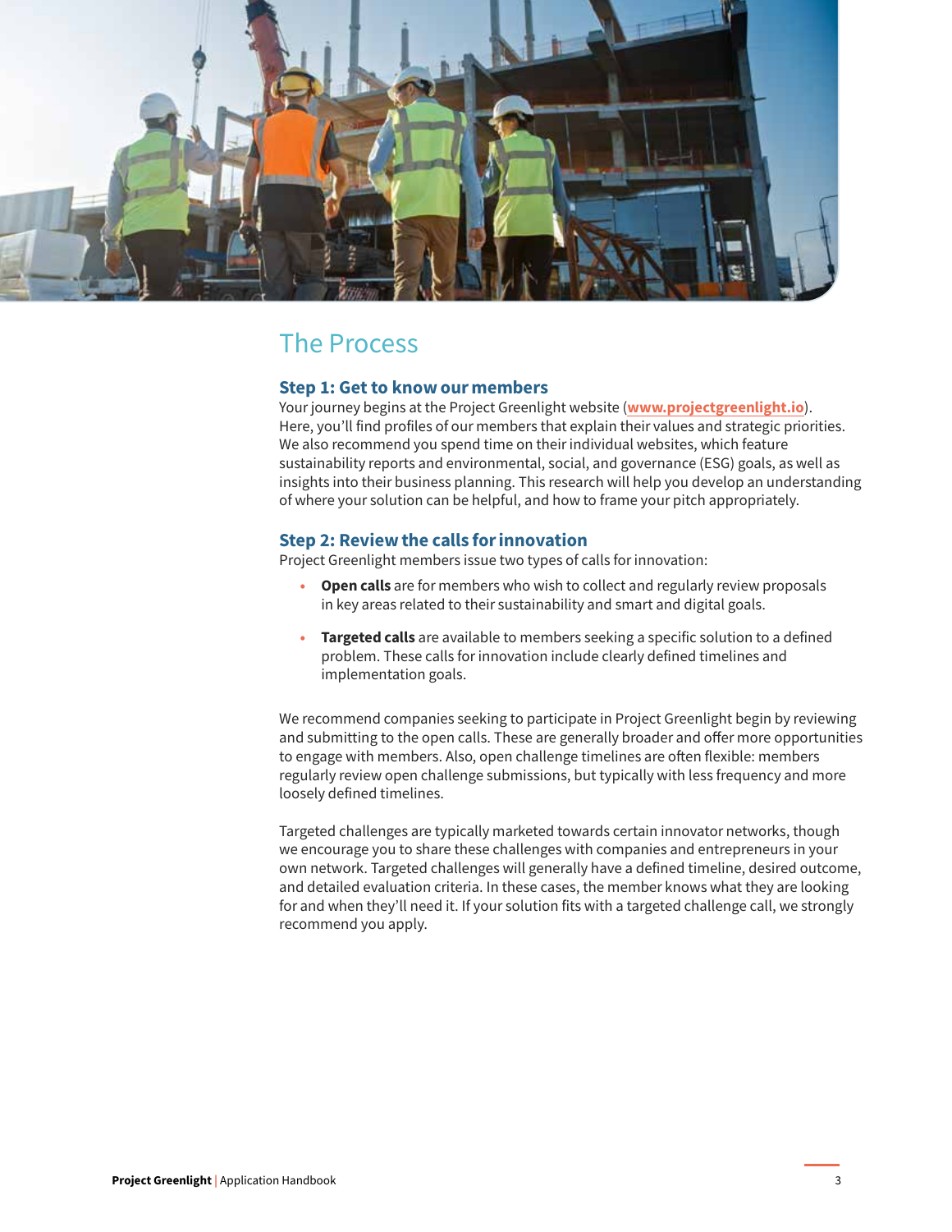## The Process

### Step 1: Get to know our members

Your journey begins at the Project Greenlight website (**www.projectgreenlight.io**). Here, you'll find profiles of our members that explain their values and strategic priorities. We also recommend you spend time on their individual websites, which feature sustainability reports and environmental, social, and governance (ESG) goals, as well as insights into their business planning. This research will help you develop an understanding of where your solution can be helpful, and how to frame your pitch appropriately.

### Step 2: Review the calls for innovation

Project Greenlight members issue two types of calls for innovation:

- **Open calls** are for members who wish to collect and regularly review proposals in key areas related to their sustainability and smart and digital goals.
- **Targeted calls** are available to members seeking a specific solution to a defined problem. These calls for innovation include clearly defined timelines and implementation goals.

We recommend companies seeking to participate in Project Greenlight begin by reviewing and submitting to the open calls. These are generally broader and offer more opportunities to engage with members. Also, open challenge timelines are often flexible: members regularly review open challenge submissions, but typically with less frequency and more loosely defined timelines.

Targeted challenges are typically marketed towards certain innovator networks, though we encourage you to share these challenges with companies and entrepreneurs in your own network. Targeted challenges will generally have a defined timeline, desired outcome, and detailed evaluation criteria. In these cases, the member knows what they are looking for and when they'll need it. If your solution fits with a targeted challenge call, we strongly recommend you apply.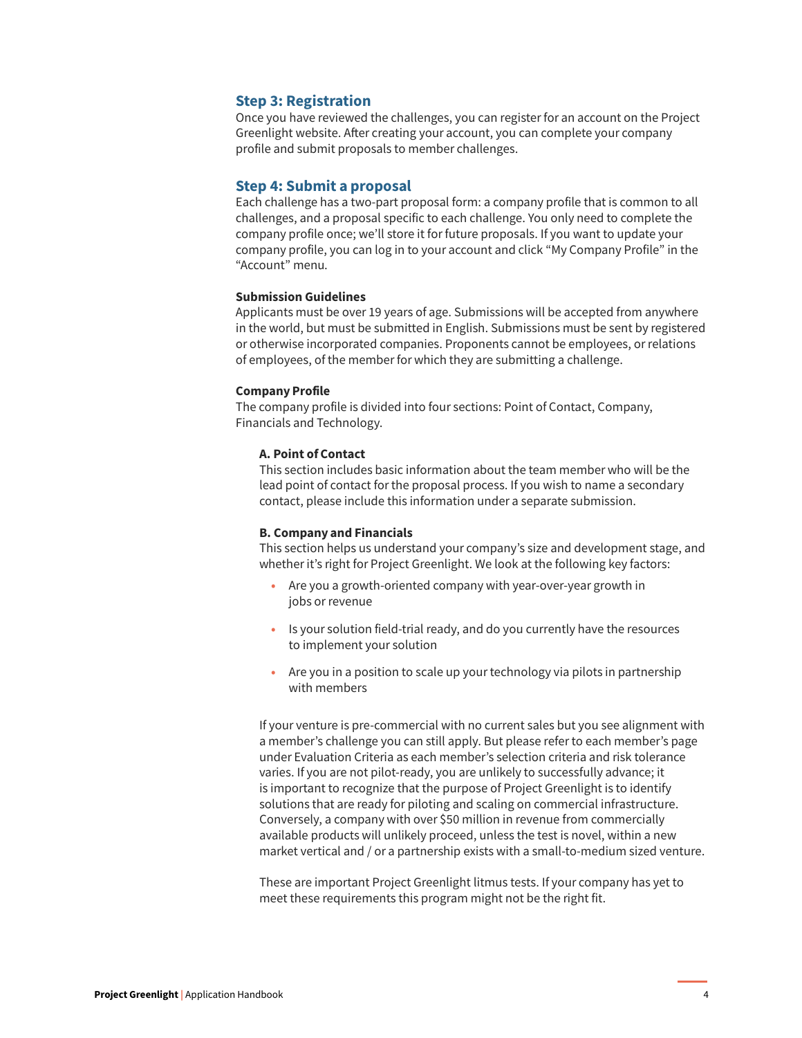## Step 3: Registration

Once you have reviewed the challenges, you can register for an account on the Project Greenlight website. After creating your account, you can complete your company profile and submit proposals to member challenges.

## Step 4: Submit a proposal

Each challenge has a two-part proposal form: a company profile that is common to all challenges, and a proposal specific to each challenge. You only need to complete the company profile once; we'll store it for future proposals. If you want to update your company profile, you can log in to your account and click "My Company Profile" in the "Account" menu.

### Submission Guidelines

Applicants must be over 19 years of age. Submissions will be accepted from anywhere in the world, but must be submitted in English. Submissions must be sent by registered or otherwise incorporated companies. Proponents cannot be employees, or relations of employees, of the member for which they are submitting a challenge.

### Company Profile

The company profile is divided into four sections: Point of Contact, Company, Financials and Technology.

#### A. Point of Contact

This section includes basic information about the team member who will be the lead point of contact for the proposal process. If you wish to name a secondary contact, please include this information under a separate submission.

#### B. Company and Financials

This section helps us understand your company's size and development stage, and whether it's right for Project Greenlight. We look at the following key factors:

- Are you a growth-oriented company with year-over-year growth in jobs or revenue
- Is your solution field-trial ready, and do you currently have the resources to implement your solution
- Are you in a position to scale up your technology via pilots in partnership with members

If your venture is pre-commercial with no current sales but you see alignment with a member's challenge you can still apply. But please refer to each member's page under Evaluation Criteria as each member's selection criteria and risk tolerance varies. If you are not pilot-ready, you are unlikely to successfully advance; it is important to recognize that the purpose of Project Greenlight is to identify solutions that are ready for piloting and scaling on commercial infrastructure. Conversely, a company with over $50 million in revenue from commercially available products will unlikely proceed, unless the test is novel, within a new market vertical and / or a partnership exists with a small-to-medium sized venture.

These are important Project Greenlight litmus tests. If your company has yet to meet these requirements this program might not be the right fit.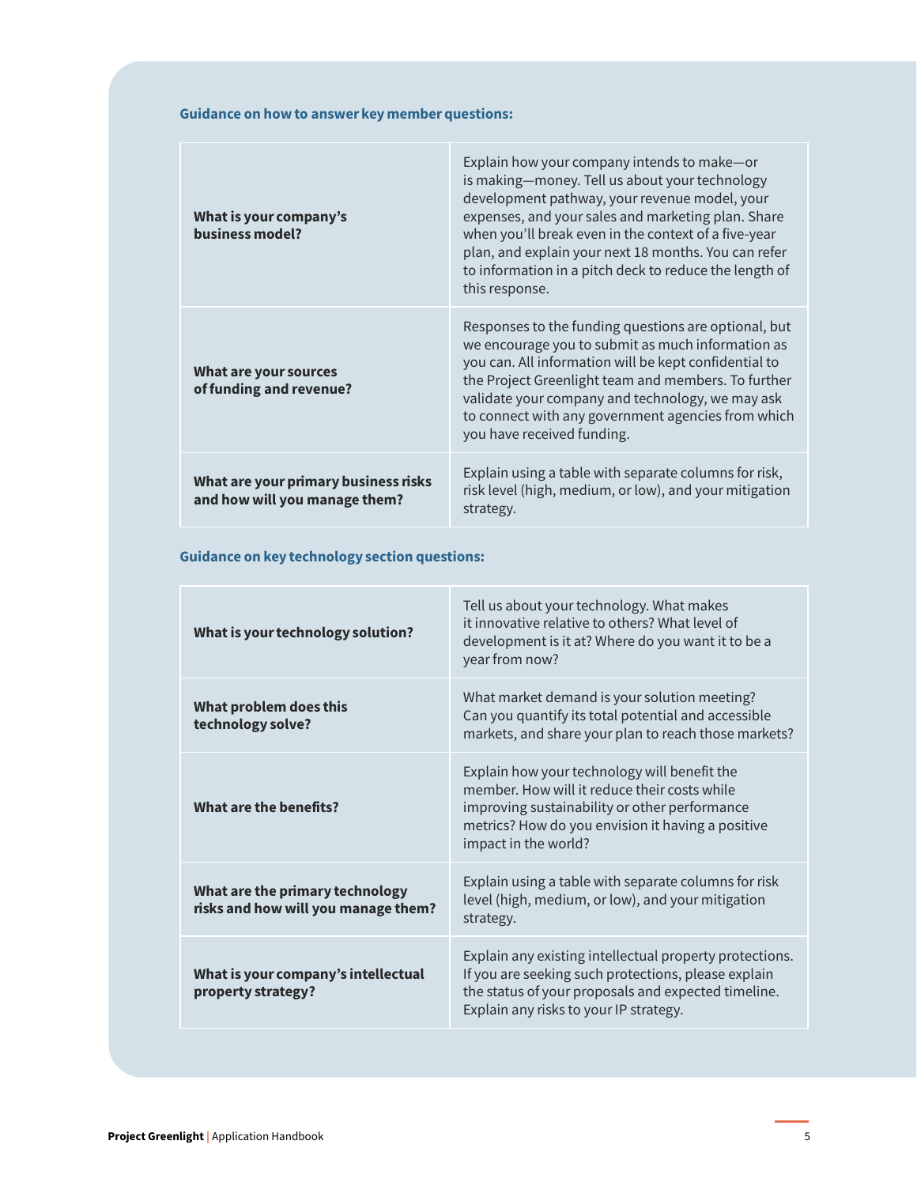### Guidance on how to answer key member questions:

| | |
|---|---|
| **What is your company's business model?** | Explain how your company intends to make—or is making—money. Tell us about your technology development pathway, your revenue model, your expenses, and your sales and marketing plan. Share when you'll break even in the context of a five-year plan, and explain your next 18 months. You can refer to information in a pitch deck to reduce the length of this response. |
| **What are your sources of funding and revenue?** | Responses to the funding questions are optional, but we encourage you to submit as much information as you can. All information will be kept confidential to the Project Greenlight team and members. To further validate your company and technology, we may ask to connect with any government agencies from which you have received funding. |
| **What are your primary business risks and how will you manage them?** | Explain using a table with separate columns for risk, risk level (high, medium, or low), and your mitigation strategy. |

### Guidance on key technology section questions:

| | |
|---|---|
| **What is your technology solution?** | Tell us about your technology. What makes it innovative relative to others? What level of development is it at? Where do you want it to be a year from now? |
| **What problem does this technology solve?** | What market demand is your solution meeting? Can you quantify its total potential and accessible markets, and share your plan to reach those markets? |
| **What are the benefits?** | Explain how your technology will benefit the member. How will it reduce their costs while improving sustainability or other performance metrics? How do you envision it having a positive impact in the world? |
| **What are the primary technology risks and how will you manage them?** | Explain using a table with separate columns for risk level (high, medium, or low), and your mitigation strategy. |
| **What is your company's intellectual property strategy?** | Explain any existing intellectual property protections. If you are seeking such protections, please explain the status of your proposals and expected timeline. Explain any risks to your IP strategy. |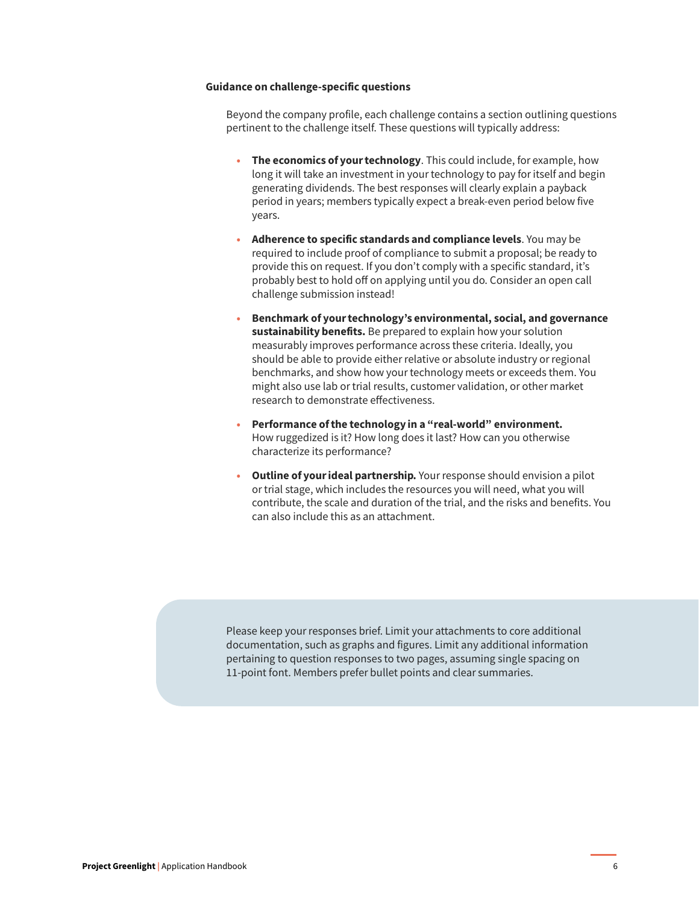### Guidance on challenge-specific questions

Beyond the company profile, each challenge contains a section outlining questions pertinent to the challenge itself. These questions will typically address:

- **The economics of your technology**. This could include, for example, how long it will take an investment in your technology to pay for itself and begin generating dividends. The best responses will clearly explain a payback period in years; members typically expect a break-even period below five years.
- **Adherence to specific standards and compliance levels**. You may be required to include proof of compliance to submit a proposal; be ready to provide this on request. If you don't comply with a specific standard, it's probably best to hold off on applying until you do. Consider an open call challenge submission instead!
- **Benchmark of your technology's environmental, social, and governance sustainability benefits.** Be prepared to explain how your solution measurably improves performance across these criteria. Ideally, you should be able to provide either relative or absolute industry or regional benchmarks, and show how your technology meets or exceeds them. You might also use lab or trial results, customer validation, or other market research to demonstrate effectiveness.
- **Performance of the technology in a "real-world" environment.** How ruggedized is it? How long does it last? How can you otherwise characterize its performance?
- **Outline of your ideal partnership.** Your response should envision a pilot or trial stage, which includes the resources you will need, what you will contribute, the scale and duration of the trial, and the risks and benefits. You can also include this as an attachment.

Please keep your responses brief. Limit your attachments to core additional documentation, such as graphs and figures. Limit any additional information pertaining to question responses to two pages, assuming single spacing on 11-point font. Members prefer bullet points and clear summaries.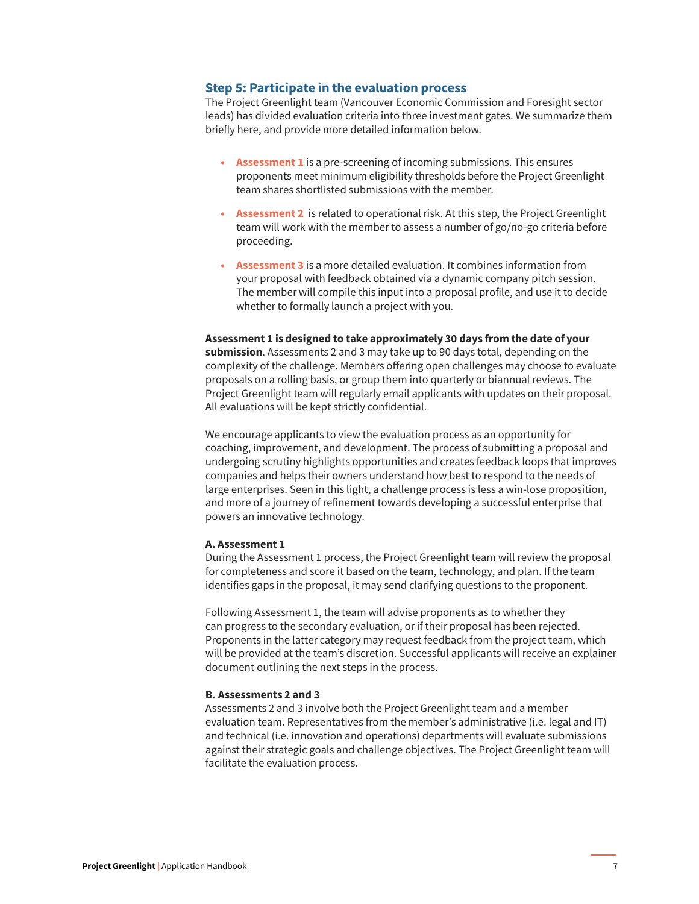## Step 5: Participate in the evaluation process

The Project Greenlight team (Vancouver Economic Commission and Foresight sector leads) has divided evaluation criteria into three investment gates. We summarize them briefly here, and provide more detailed information below.

- **Assessment 1** is a pre-screening of incoming submissions. This ensures proponents meet minimum eligibility thresholds before the Project Greenlight team shares shortlisted submissions with the member.
- **Assessment 2** is related to operational risk. At this step, the Project Greenlight team will work with the member to assess a number of go/no-go criteria before proceeding.
- **Assessment 3** is a more detailed evaluation. It combines information from your proposal with feedback obtained via a dynamic company pitch session. The member will compile this input into a proposal profile, and use it to decide whether to formally launch a project with you.

**Assessment 1 is designed to take approximately 30 days from the date of your submission**. Assessments 2 and 3 may take up to 90 days total, depending on the complexity of the challenge. Members offering open challenges may choose to evaluate proposals on a rolling basis, or group them into quarterly or biannual reviews. The Project Greenlight team will regularly email applicants with updates on their proposal. All evaluations will be kept strictly confidential.

We encourage applicants to view the evaluation process as an opportunity for coaching, improvement, and development. The process of submitting a proposal and undergoing scrutiny highlights opportunities and creates feedback loops that improves companies and helps their owners understand how best to respond to the needs of large enterprises. Seen in this light, a challenge process is less a win-lose proposition, and more of a journey of refinement towards developing a successful enterprise that powers an innovative technology.

#### A. Assessment 1

During the Assessment 1 process, the Project Greenlight team will review the proposal for completeness and score it based on the team, technology, and plan. If the team identifies gaps in the proposal, it may send clarifying questions to the proponent.

Following Assessment 1, the team will advise proponents as to whether they can progress to the secondary evaluation, or if their proposal has been rejected. Proponents in the latter category may request feedback from the project team, which will be provided at the team's discretion. Successful applicants will receive an explainer document outlining the next steps in the process.

#### B. Assessments 2 and 3

Assessments 2 and 3 involve both the Project Greenlight team and a member evaluation team. Representatives from the member's administrative (i.e. legal and IT) and technical (i.e. innovation and operations) departments will evaluate submissions against their strategic goals and challenge objectives. The Project Greenlight team will facilitate the evaluation process.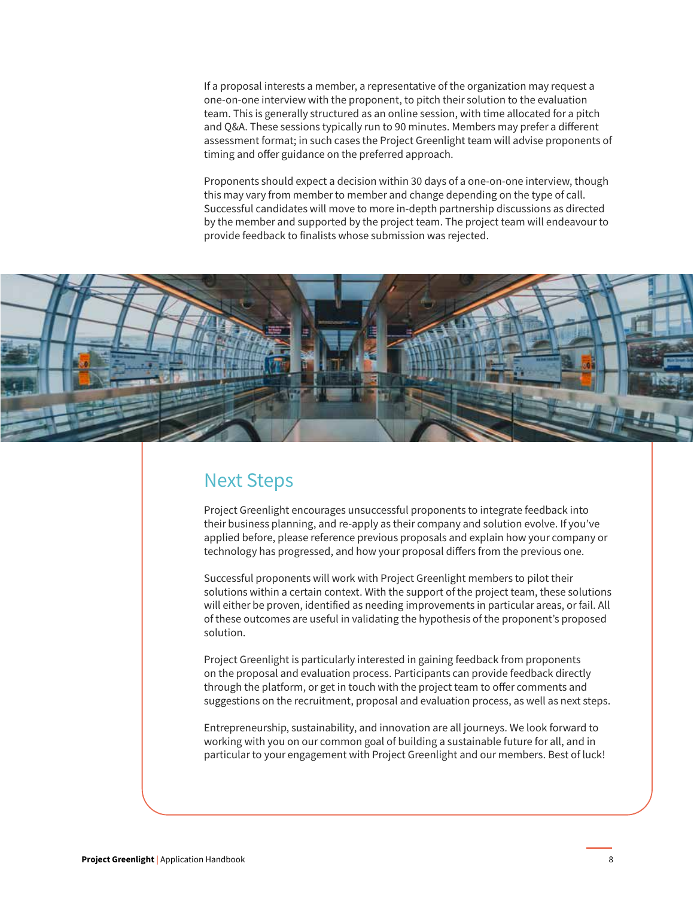If a proposal interests a member, a representative of the organization may request a one-on-one interview with the proponent, to pitch their solution to the evaluation team. This is generally structured as an online session, with time allocated for a pitch and Q&A. These sessions typically run to 90 minutes. Members may prefer a different assessment format; in such cases the Project Greenlight team will advise proponents of timing and offer guidance on the preferred approach.

Proponents should expect a decision within 30 days of a one-on-one interview, though this may vary from member to member and change depending on the type of call. Successful candidates will move to more in-depth partnership discussions as directed by the member and supported by the project team. The project team will endeavour to provide feedback to finalists whose submission was rejected.

## Next Steps

Project Greenlight encourages unsuccessful proponents to integrate feedback into their business planning, and re-apply as their company and solution evolve. If you've applied before, please reference previous proposals and explain how your company or technology has progressed, and how your proposal differs from the previous one.

Successful proponents will work with Project Greenlight members to pilot their solutions within a certain context. With the support of the project team, these solutions will either be proven, identified as needing improvements in particular areas, or fail. All of these outcomes are useful in validating the hypothesis of the proponent's proposed solution.

Project Greenlight is particularly interested in gaining feedback from proponents on the proposal and evaluation process. Participants can provide feedback directly through the platform, or get in touch with the project team to offer comments and suggestions on the recruitment, proposal and evaluation process, as well as next steps.

Entrepreneurship, sustainability, and innovation are all journeys. We look forward to working with you on our common goal of building a sustainable future for all, and in particular to your engagement with Project Greenlight and our members. Best of luck!